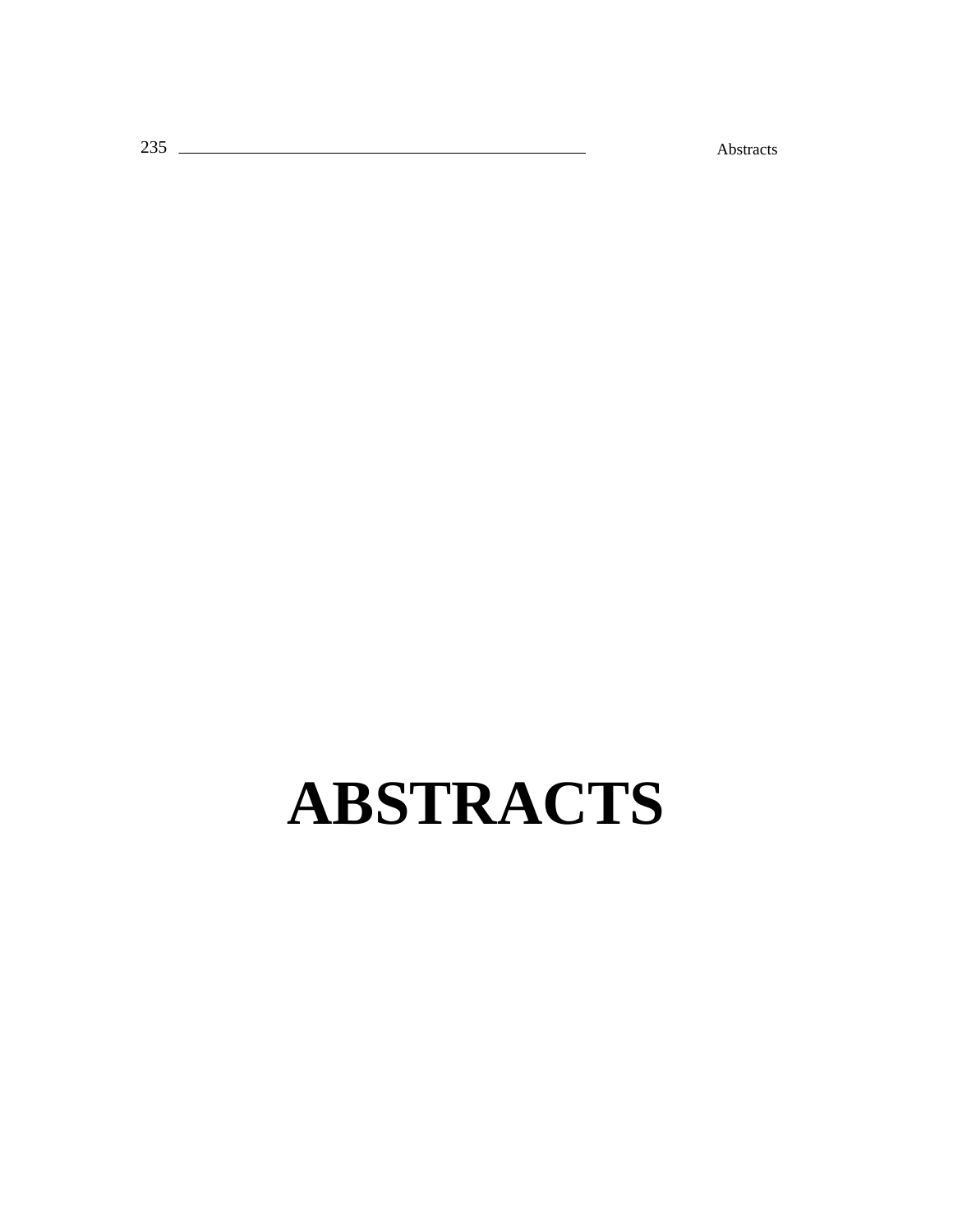# ABSTRACTS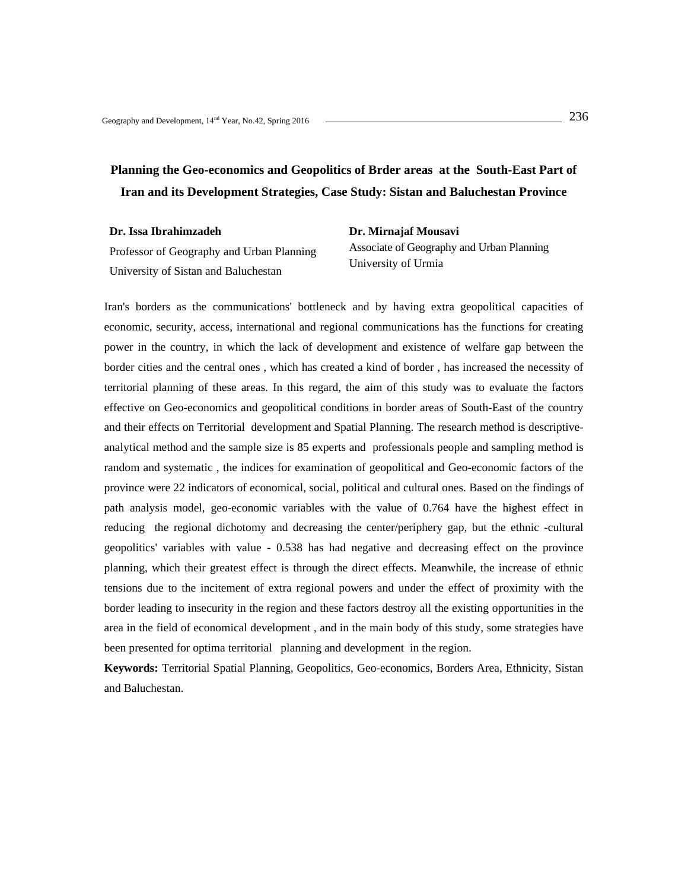# Planning the Geo-economics and Geopolitics of Brder areas at the South-East Part of Iran and its Development Strategies, Case Study: Sistan and Baluchestan Province

**Dr. Issa Ibrahimzadeh**
Professor of Geography and Urban Planning
University of Sistan and Baluchestan

**Dr. Mirnajaf Mousavi**
Associate of Geography and Urban Planning
University of Urmia

Iran's borders as the communications' bottleneck and by having extra geopolitical capacities of economic, security, access, international and regional communications has the functions for creating power in the country, in which the lack of development and existence of welfare gap between the border cities and the central ones , which has created a kind of border , has increased the necessity of territorial planning of these areas. In this regard, the aim of this study was to evaluate the factors effective on Geo-economics and geopolitical conditions in border areas of South-East of the country and their effects on Territorial development and Spatial Planning. The research method is descriptive-analytical method and the sample size is 85 experts and professionals people and sampling method is random and systematic , the indices for examination of geopolitical and Geo-economic factors of the province were 22 indicators of economical, social, political and cultural ones. Based on the findings of path analysis model, geo-economic variables with the value of 0.764 have the highest effect in reducing the regional dichotomy and decreasing the center/periphery gap, but the ethnic -cultural geopolitics' variables with value - 0.538 has had negative and decreasing effect on the province planning, which their greatest effect is through the direct effects. Meanwhile, the increase of ethnic tensions due to the incitement of extra regional powers and under the effect of proximity with the border leading to insecurity in the region and these factors destroy all the existing opportunities in the area in the field of economical development , and in the main body of this study, some strategies have been presented for optima territorial planning and development in the region.

**Keywords:** Territorial Spatial Planning, Geopolitics, Geo-economics, Borders Area, Ethnicity, Sistan and Baluchestan.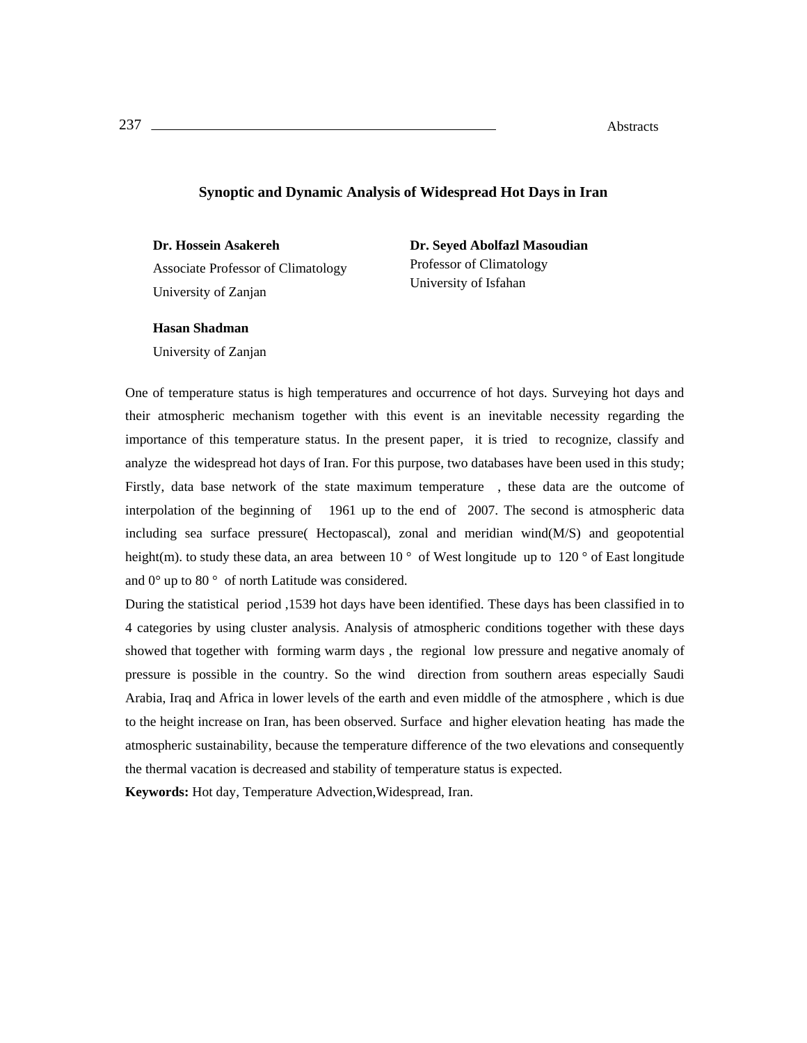## Synoptic and Dynamic Analysis of Widespread Hot Days in Iran

**Dr. Hossein Asakereh**
Associate Professor of Climatology
University of Zanjan

**Dr. Seyed Abolfazl Masoudian**
Professor of Climatology
University of Isfahan

**Hasan Shadman**
University of Zanjan

One of temperature status is high temperatures and occurrence of hot days. Surveying hot days and their atmospheric mechanism together with this event is an inevitable necessity regarding the importance of this temperature status. In the present paper, it is tried to recognize, classify and analyze the widespread hot days of Iran. For this purpose, two databases have been used in this study; Firstly, data base network of the state maximum temperature , these data are the outcome of interpolation of the beginning of 1961 up to the end of 2007. The second is atmospheric data including sea surface pressure( Hectopascal), zonal and meridian wind(M/S) and geopotential height(m). to study these data, an area between 10 ° of West longitude up to 120 ° of East longitude and 0° up to 80 ° of north Latitude was considered.

During the statistical period ,1539 hot days have been identified. These days has been classified in to 4 categories by using cluster analysis. Analysis of atmospheric conditions together with these days showed that together with forming warm days , the regional low pressure and negative anomaly of pressure is possible in the country. So the wind direction from southern areas especially Saudi Arabia, Iraq and Africa in lower levels of the earth and even middle of the atmosphere , which is due to the height increase on Iran, has been observed. Surface and higher elevation heating has made the atmospheric sustainability, because the temperature difference of the two elevations and consequently the thermal vacation is decreased and stability of temperature status is expected.

**Keywords:** Hot day, Temperature Advection,Widespread, Iran.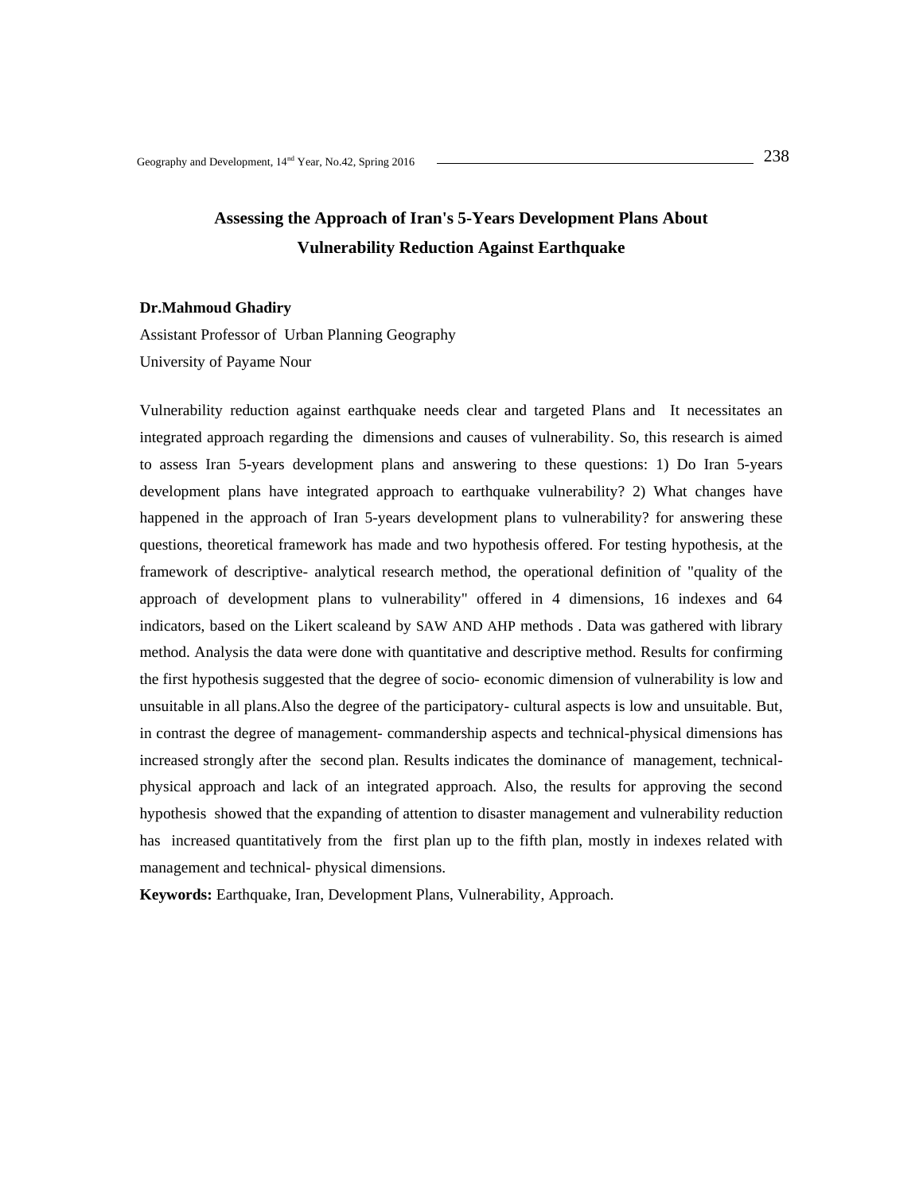# Assessing the Approach of Iran's 5-Years Development Plans About Vulnerability Reduction Against Earthquake

**Dr.Mahmoud Ghadiry**

Assistant Professor of Urban Planning Geography

University of Payame Nour

Vulnerability reduction against earthquake needs clear and targeted Plans and It necessitates an integrated approach regarding the dimensions and causes of vulnerability. So, this research is aimed to assess Iran 5-years development plans and answering to these questions: 1) Do Iran 5-years development plans have integrated approach to earthquake vulnerability? 2) What changes have happened in the approach of Iran 5-years development plans to vulnerability? for answering these questions, theoretical framework has made and two hypothesis offered. For testing hypothesis, at the framework of descriptive- analytical research method, the operational definition of "quality of the approach of development plans to vulnerability" offered in 4 dimensions, 16 indexes and 64 indicators, based on the Likert scaleand by SAW AND AHP methods . Data was gathered with library method. Analysis the data were done with quantitative and descriptive method. Results for confirming the first hypothesis suggested that the degree of socio- economic dimension of vulnerability is low and unsuitable in all plans.Also the degree of the participatory- cultural aspects is low and unsuitable. But, in contrast the degree of management- commandership aspects and technical-physical dimensions has increased strongly after the second plan. Results indicates the dominance of management, technical-physical approach and lack of an integrated approach. Also, the results for approving the second hypothesis showed that the expanding of attention to disaster management and vulnerability reduction has increased quantitatively from the first plan up to the fifth plan, mostly in indexes related with management and technical- physical dimensions.

**Keywords:** Earthquake, Iran, Development Plans, Vulnerability, Approach.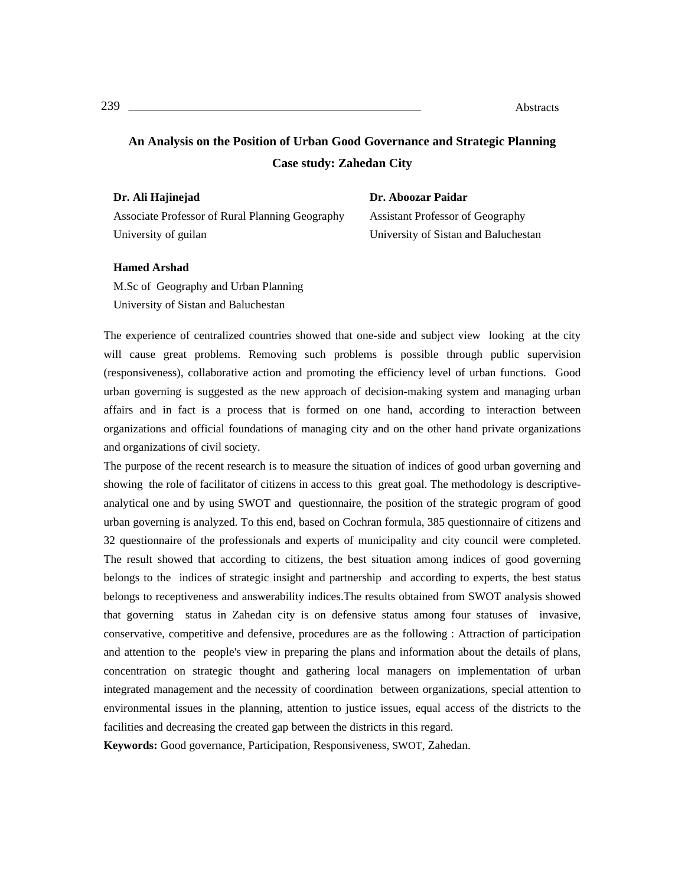# An Analysis on the Position of Urban Good Governance and Strategic Planning
## Case study: Zahedan City

**Dr. Ali Hajinejad**
Associate Professor of Rural Planning Geography
University of guilan

**Dr. Aboozar Paidar**
Assistant Professor of Geography
University of Sistan and Baluchestan

**Hamed Arshad**
M.Sc of Geography and Urban Planning
University of Sistan and Baluchestan

The experience of centralized countries showed that one-side and subject view looking at the city will cause great problems. Removing such problems is possible through public supervision (responsiveness), collaborative action and promoting the efficiency level of urban functions. Good urban governing is suggested as the new approach of decision-making system and managing urban affairs and in fact is a process that is formed on one hand, according to interaction between organizations and official foundations of managing city and on the other hand private organizations and organizations of civil society.

The purpose of the recent research is to measure the situation of indices of good urban governing and showing the role of facilitator of citizens in access to this great goal. The methodology is descriptive-analytical one and by using SWOT and questionnaire, the position of the strategic program of good urban governing is analyzed. To this end, based on Cochran formula, 385 questionnaire of citizens and 32 questionnaire of the professionals and experts of municipality and city council were completed. The result showed that according to citizens, the best situation among indices of good governing belongs to the indices of strategic insight and partnership and according to experts, the best status belongs to receptiveness and answerability indices.The results obtained from SWOT analysis showed that governing status in Zahedan city is on defensive status among four statuses of invasive, conservative, competitive and defensive, procedures are as the following : Attraction of participation and attention to the people's view in preparing the plans and information about the details of plans, concentration on strategic thought and gathering local managers on implementation of urban integrated management and the necessity of coordination between organizations, special attention to environmental issues in the planning, attention to justice issues, equal access of the districts to the facilities and decreasing the created gap between the districts in this regard.

**Keywords:** Good governance, Participation, Responsiveness, SWOT, Zahedan.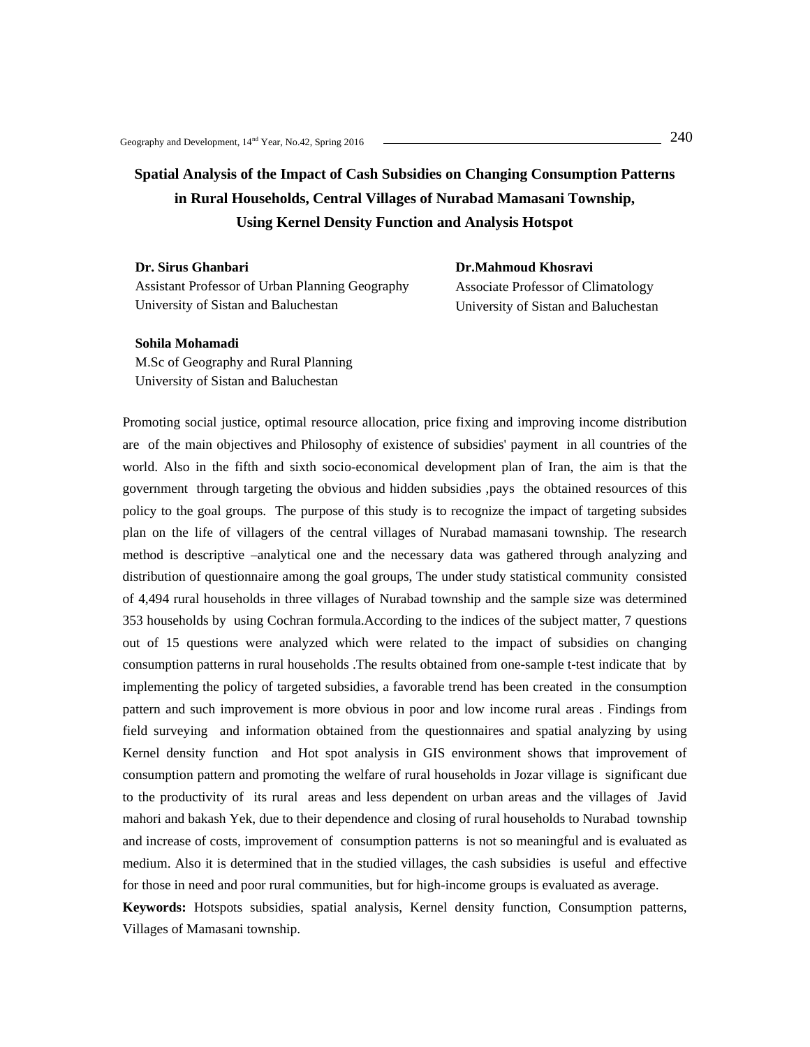# Spatial Analysis of the Impact of Cash Subsidies on Changing Consumption Patterns in Rural Households, Central Villages of Nurabad Mamasani Township, Using Kernel Density Function and Analysis Hotspot

**Dr. Sirus Ghanbari**
Assistant Professor of Urban Planning Geography
University of Sistan and Baluchestan

**Dr.Mahmoud Khosravi**
Associate Professor of Climatology
University of Sistan and Baluchestan

**Sohila Mohamadi**
M.Sc of Geography and Rural Planning
University of Sistan and Baluchestan

Promoting social justice, optimal resource allocation, price fixing and improving income distribution are of the main objectives and Philosophy of existence of subsidies' payment in all countries of the world. Also in the fifth and sixth socio-economical development plan of Iran, the aim is that the government through targeting the obvious and hidden subsidies ,pays the obtained resources of this policy to the goal groups. The purpose of this study is to recognize the impact of targeting subsides plan on the life of villagers of the central villages of Nurabad mamasani township. The research method is descriptive –analytical one and the necessary data was gathered through analyzing and distribution of questionnaire among the goal groups, The under study statistical community consisted of 4,494 rural households in three villages of Nurabad township and the sample size was determined 353 households by using Cochran formula.According to the indices of the subject matter, 7 questions out of 15 questions were analyzed which were related to the impact of subsidies on changing consumption patterns in rural households .The results obtained from one-sample t-test indicate that by implementing the policy of targeted subsidies, a favorable trend has been created in the consumption pattern and such improvement is more obvious in poor and low income rural areas . Findings from field surveying and information obtained from the questionnaires and spatial analyzing by using Kernel density function and Hot spot analysis in GIS environment shows that improvement of consumption pattern and promoting the welfare of rural households in Jozar village is significant due to the productivity of its rural areas and less dependent on urban areas and the villages of Javid mahori and bakash Yek, due to their dependence and closing of rural households to Nurabad township and increase of costs, improvement of consumption patterns is not so meaningful and is evaluated as medium. Also it is determined that in the studied villages, the cash subsidies is useful and effective for those in need and poor rural communities, but for high-income groups is evaluated as average.

**Keywords:** Hotspots subsidies, spatial analysis, Kernel density function, Consumption patterns, Villages of Mamasani township.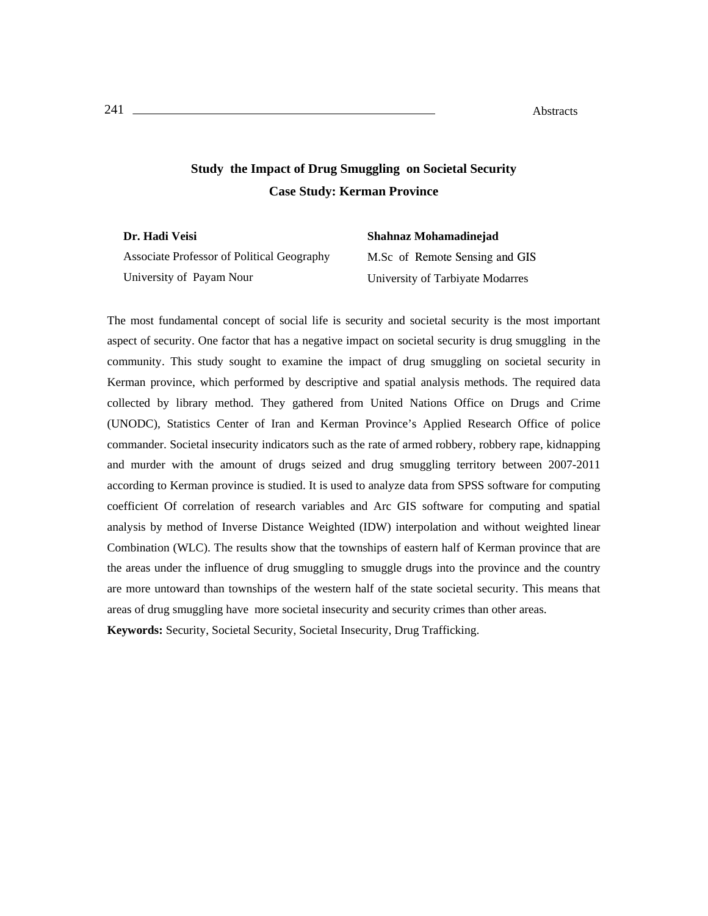# Study the Impact of Drug Smuggling on Societal Security
## Case Study: Kerman Province

**Dr. Hadi Veisi**
Associate Professor of Political Geography
University of Payam Nour

**Shahnaz Mohamadinejad**
M.Sc of Remote Sensing and GIS
University of Tarbiyate Modarres

The most fundamental concept of social life is security and societal security is the most important aspect of security. One factor that has a negative impact on societal security is drug smuggling in the community. This study sought to examine the impact of drug smuggling on societal security in Kerman province, which performed by descriptive and spatial analysis methods. The required data collected by library method. They gathered from United Nations Office on Drugs and Crime (UNODC), Statistics Center of Iran and Kerman Province's Applied Research Office of police commander. Societal insecurity indicators such as the rate of armed robbery, robbery rape, kidnapping and murder with the amount of drugs seized and drug smuggling territory between 2007-2011 according to Kerman province is studied. It is used to analyze data from SPSS software for computing coefficient Of correlation of research variables and Arc GIS software for computing and spatial analysis by method of Inverse Distance Weighted (IDW) interpolation and without weighted linear Combination (WLC). The results show that the townships of eastern half of Kerman province that are the areas under the influence of drug smuggling to smuggle drugs into the province and the country are more untoward than townships of the western half of the state societal security. This means that areas of drug smuggling have more societal insecurity and security crimes than other areas.

**Keywords:** Security, Societal Security, Societal Insecurity, Drug Trafficking.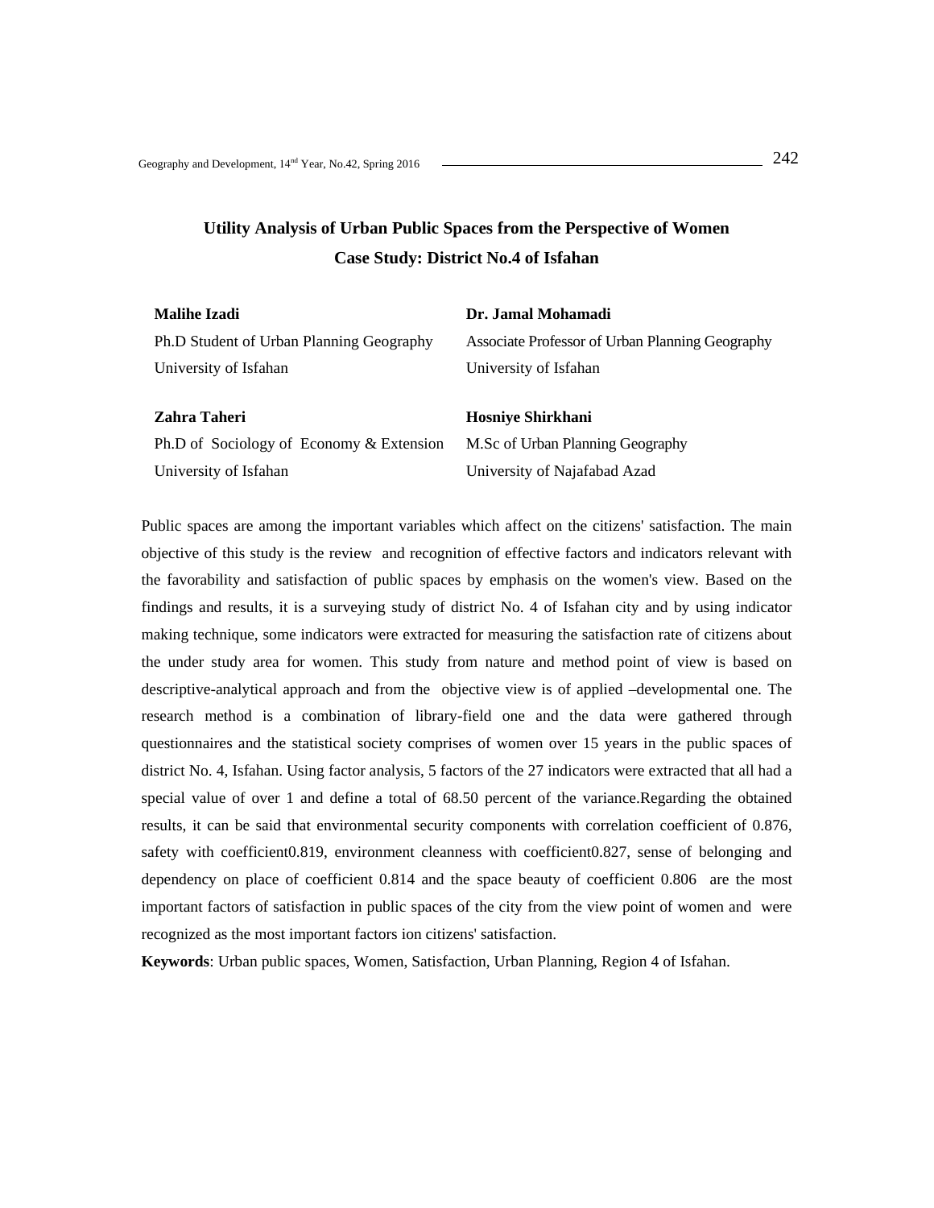# Utility Analysis of Urban Public Spaces from the Perspective of Women

## Case Study: District No.4 of Isfahan

**Malihe Izadi**
Ph.D Student of Urban Planning Geography
University of Isfahan

**Dr. Jamal Mohamadi**
Associate Professor of Urban Planning Geography
University of Isfahan

**Zahra Taheri**
Ph.D of Sociology of Economy & Extension
University of Isfahan

**Hosniye Shirkhani**
M.Sc of Urban Planning Geography
University of Najafabad Azad

Public spaces are among the important variables which affect on the citizens' satisfaction. The main objective of this study is the review and recognition of effective factors and indicators relevant with the favorability and satisfaction of public spaces by emphasis on the women's view. Based on the findings and results, it is a surveying study of district No. 4 of Isfahan city and by using indicator making technique, some indicators were extracted for measuring the satisfaction rate of citizens about the under study area for women. This study from nature and method point of view is based on descriptive-analytical approach and from the objective view is of applied –developmental one. The research method is a combination of library-field one and the data were gathered through questionnaires and the statistical society comprises of women over 15 years in the public spaces of district No. 4, Isfahan. Using factor analysis, 5 factors of the 27 indicators were extracted that all had a special value of over 1 and define a total of 68.50 percent of the variance.Regarding the obtained results, it can be said that environmental security components with correlation coefficient of 0.876, safety with coefficient0.819, environment cleanness with coefficient0.827, sense of belonging and dependency on place of coefficient 0.814 and the space beauty of coefficient 0.806 are the most important factors of satisfaction in public spaces of the city from the view point of women and were recognized as the most important factors ion citizens' satisfaction.

**Keywords**: Urban public spaces, Women, Satisfaction, Urban Planning, Region 4 of Isfahan.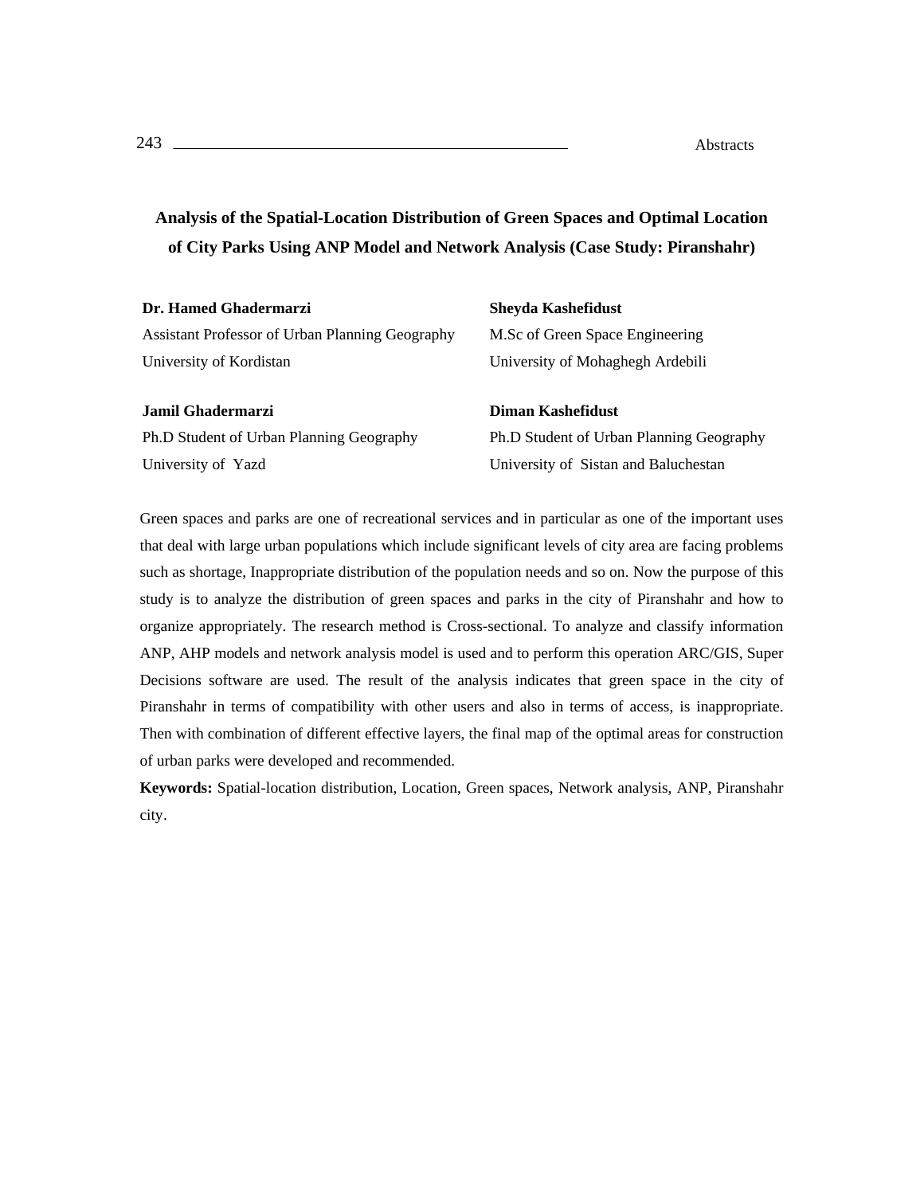# Analysis of the Spatial-Location Distribution of Green Spaces and Optimal Location of City Parks Using ANP Model and Network Analysis (Case Study: Piranshahr)

**Dr. Hamed Ghadermarzi**
Assistant Professor of Urban Planning Geography
University of Kordistan

**Sheyda Kashefidust**
M.Sc of Green Space Engineering
University of Mohaghegh Ardebili

**Jamil Ghadermarzi**
Ph.D Student of Urban Planning Geography
University of Yazd

**Diman Kashefidust**
Ph.D Student of Urban Planning Geography
University of Sistan and Baluchestan

Green spaces and parks are one of recreational services and in particular as one of the important uses that deal with large urban populations which include significant levels of city area are facing problems such as shortage, Inappropriate distribution of the population needs and so on. Now the purpose of this study is to analyze the distribution of green spaces and parks in the city of Piranshahr and how to organize appropriately. The research method is Cross-sectional. To analyze and classify information ANP, AHP models and network analysis model is used and to perform this operation ARC/GIS, Super Decisions software are used. The result of the analysis indicates that green space in the city of Piranshahr in terms of compatibility with other users and also in terms of access, is inappropriate. Then with combination of different effective layers, the final map of the optimal areas for construction of urban parks were developed and recommended.

**Keywords:** Spatial-location distribution, Location, Green spaces, Network analysis, ANP, Piranshahr city.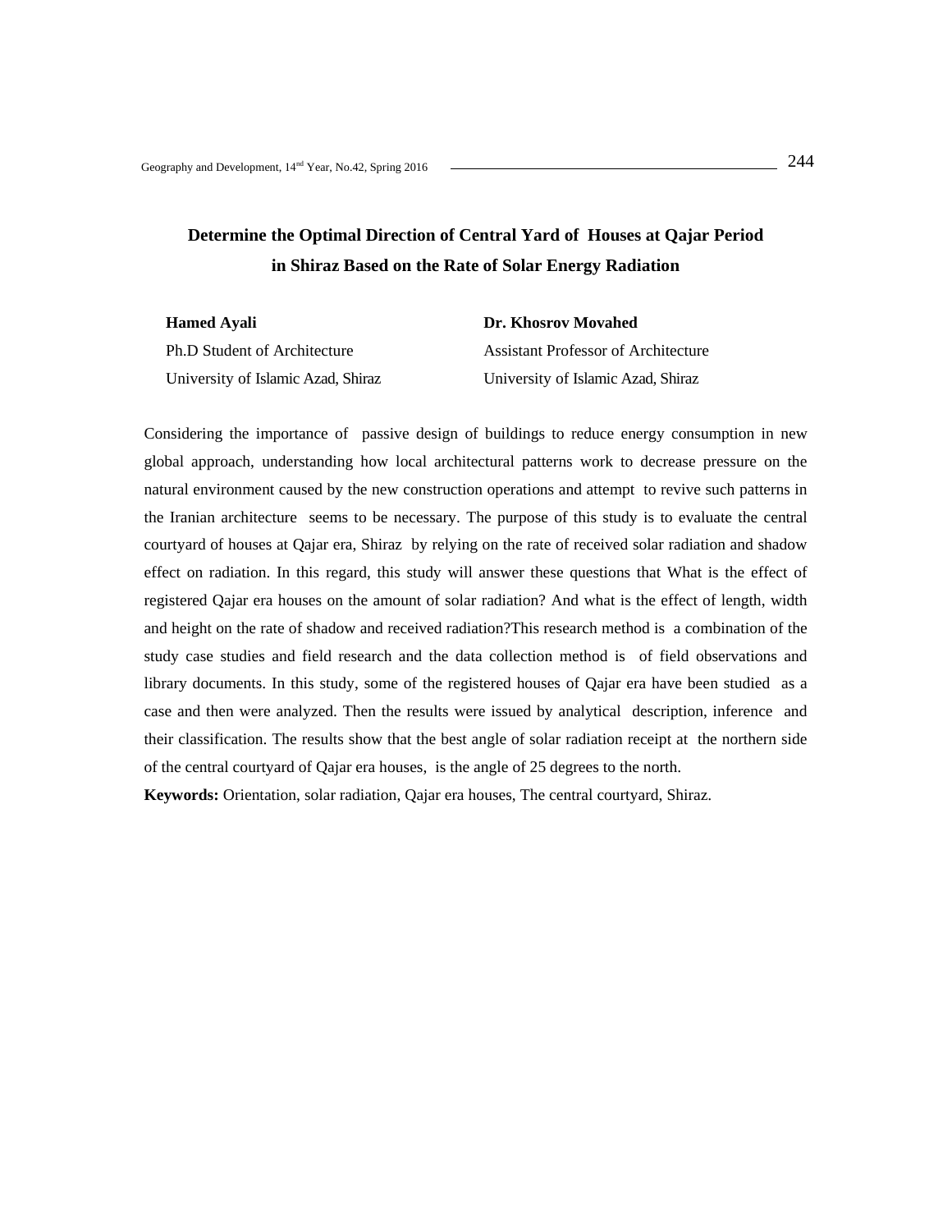# Determine the Optimal Direction of Central Yard of Houses at Qajar Period in Shiraz Based on the Rate of Solar Energy Radiation

**Hamed Ayali**
Ph.D Student of Architecture
University of Islamic Azad, Shiraz

**Dr. Khosrov Movahed**
Assistant Professor of Architecture
University of Islamic Azad, Shiraz

Considering the importance of passive design of buildings to reduce energy consumption in new global approach, understanding how local architectural patterns work to decrease pressure on the natural environment caused by the new construction operations and attempt to revive such patterns in the Iranian architecture seems to be necessary. The purpose of this study is to evaluate the central courtyard of houses at Qajar era, Shiraz by relying on the rate of received solar radiation and shadow effect on radiation. In this regard, this study will answer these questions that What is the effect of registered Qajar era houses on the amount of solar radiation? And what is the effect of length, width and height on the rate of shadow and received radiation?This research method is a combination of the study case studies and field research and the data collection method is of field observations and library documents. In this study, some of the registered houses of Qajar era have been studied as a case and then were analyzed. Then the results were issued by analytical description, inference and their classification. The results show that the best angle of solar radiation receipt at the northern side of the central courtyard of Qajar era houses, is the angle of 25 degrees to the north.

**Keywords:** Orientation, solar radiation, Qajar era houses, The central courtyard, Shiraz.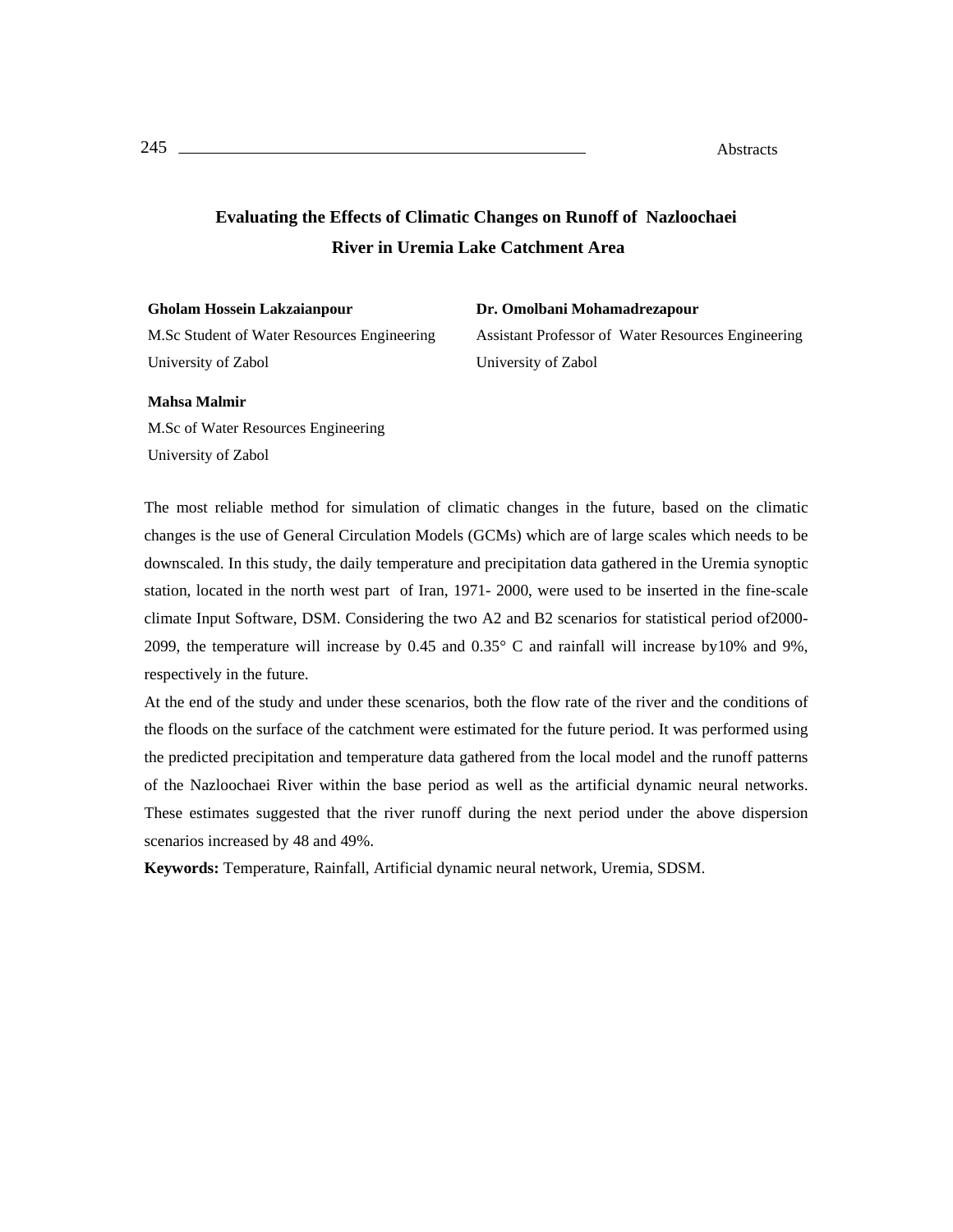# Evaluating the Effects of Climatic Changes on Runoff of Nazloochaei River in Uremia Lake Catchment Area

**Gholam Hossein Lakzaianpour**
M.Sc Student of Water Resources Engineering
University of Zabol

**Dr. Omolbani Mohamadrezapour**
Assistant Professor of Water Resources Engineering
University of Zabol

**Mahsa Malmir**
M.Sc of Water Resources Engineering
University of Zabol

The most reliable method for simulation of climatic changes in the future, based on the climatic changes is the use of General Circulation Models (GCMs) which are of large scales which needs to be downscaled. In this study, the daily temperature and precipitation data gathered in the Uremia synoptic station, located in the north west part of Iran, 1971- 2000, were used to be inserted in the fine-scale climate Input Software, DSM. Considering the two A2 and B2 scenarios for statistical period of2000-2099, the temperature will increase by 0.45 and 0.35° C and rainfall will increase by10% and 9%, respectively in the future.

At the end of the study and under these scenarios, both the flow rate of the river and the conditions of the floods on the surface of the catchment were estimated for the future period. It was performed using the predicted precipitation and temperature data gathered from the local model and the runoff patterns of the Nazloochaei River within the base period as well as the artificial dynamic neural networks. These estimates suggested that the river runoff during the next period under the above dispersion scenarios increased by 48 and 49%.

**Keywords:** Temperature, Rainfall, Artificial dynamic neural network, Uremia, SDSM.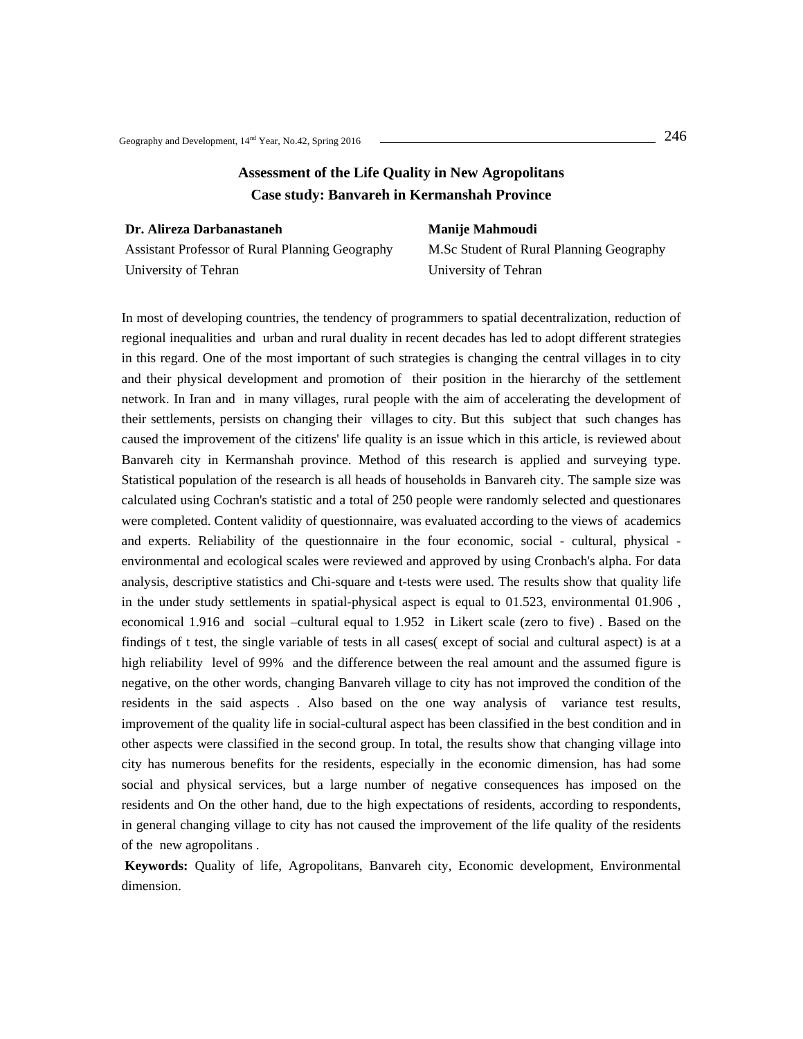# Assessment of the Life Quality in New Agropolitans
## Case study: Banvareh in Kermanshah Province

**Dr. Alireza Darbanastaneh**
Assistant Professor of Rural Planning Geography
University of Tehran

**Manije Mahmoudi**
M.Sc Student of Rural Planning Geography
University of Tehran

In most of developing countries, the tendency of programmers to spatial decentralization, reduction of regional inequalities and urban and rural duality in recent decades has led to adopt different strategies in this regard. One of the most important of such strategies is changing the central villages in to city and their physical development and promotion of their position in the hierarchy of the settlement network. In Iran and in many villages, rural people with the aim of accelerating the development of their settlements, persists on changing their villages to city. But this subject that such changes has caused the improvement of the citizens' life quality is an issue which in this article, is reviewed about Banvareh city in Kermanshah province. Method of this research is applied and surveying type. Statistical population of the research is all heads of households in Banvareh city. The sample size was calculated using Cochran's statistic and a total of 250 people were randomly selected and questionares were completed. Content validity of questionnaire, was evaluated according to the views of academics and experts. Reliability of the questionnaire in the four economic, social - cultural, physical - environmental and ecological scales were reviewed and approved by using Cronbach's alpha. For data analysis, descriptive statistics and Chi-square and t-tests were used. The results show that quality life in the under study settlements in spatial-physical aspect is equal to 01.523, environmental 01.906 , economical 1.916 and social –cultural equal to 1.952 in Likert scale (zero to five) . Based on the findings of t test, the single variable of tests in all cases( except of social and cultural aspect) is at a high reliability level of 99% and the difference between the real amount and the assumed figure is negative, on the other words, changing Banvareh village to city has not improved the condition of the residents in the said aspects . Also based on the one way analysis of variance test results, improvement of the quality life in social-cultural aspect has been classified in the best condition and in other aspects were classified in the second group. In total, the results show that changing village into city has numerous benefits for the residents, especially in the economic dimension, has had some social and physical services, but a large number of negative consequences has imposed on the residents and On the other hand, due to the high expectations of residents, according to respondents, in general changing village to city has not caused the improvement of the life quality of the residents of the new agropolitans .

**Keywords:** Quality of life, Agropolitans, Banvareh city, Economic development, Environmental dimension.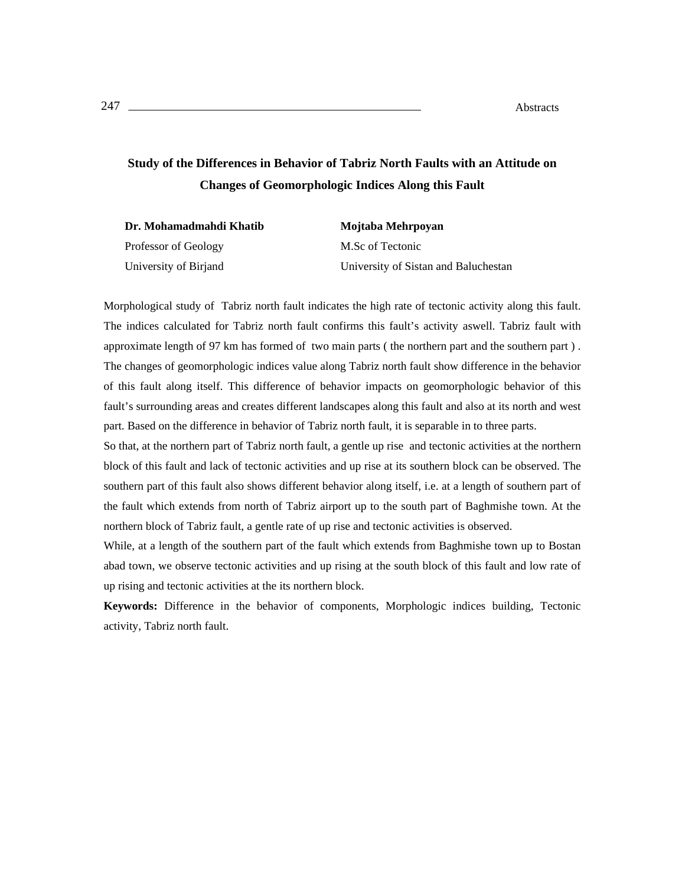# Study of the Differences in Behavior of Tabriz North Faults with an Attitude on Changes of Geomorphologic Indices Along this Fault

**Dr. Mohamadmahdi Khatib**
Professor of Geology
University of Birjand

**Mojtaba Mehrpoyan**
M.Sc of Tectonic
University of Sistan and Baluchestan

Morphological study of Tabriz north fault indicates the high rate of tectonic activity along this fault. The indices calculated for Tabriz north fault confirms this fault's activity aswell. Tabriz fault with approximate length of 97 km has formed of two main parts ( the northern part and the southern part ) . The changes of geomorphologic indices value along Tabriz north fault show difference in the behavior of this fault along itself. This difference of behavior impacts on geomorphologic behavior of this fault's surrounding areas and creates different landscapes along this fault and also at its north and west part. Based on the difference in behavior of Tabriz north fault, it is separable in to three parts.

So that, at the northern part of Tabriz north fault, a gentle up rise and tectonic activities at the northern block of this fault and lack of tectonic activities and up rise at its southern block can be observed. The southern part of this fault also shows different behavior along itself, i.e. at a length of southern part of the fault which extends from north of Tabriz airport up to the south part of Baghmishe town. At the northern block of Tabriz fault, a gentle rate of up rise and tectonic activities is observed.

While, at a length of the southern part of the fault which extends from Baghmishe town up to Bostan abad town, we observe tectonic activities and up rising at the south block of this fault and low rate of up rising and tectonic activities at the its northern block.

**Keywords:** Difference in the behavior of components, Morphologic indices building, Tectonic activity, Tabriz north fault.